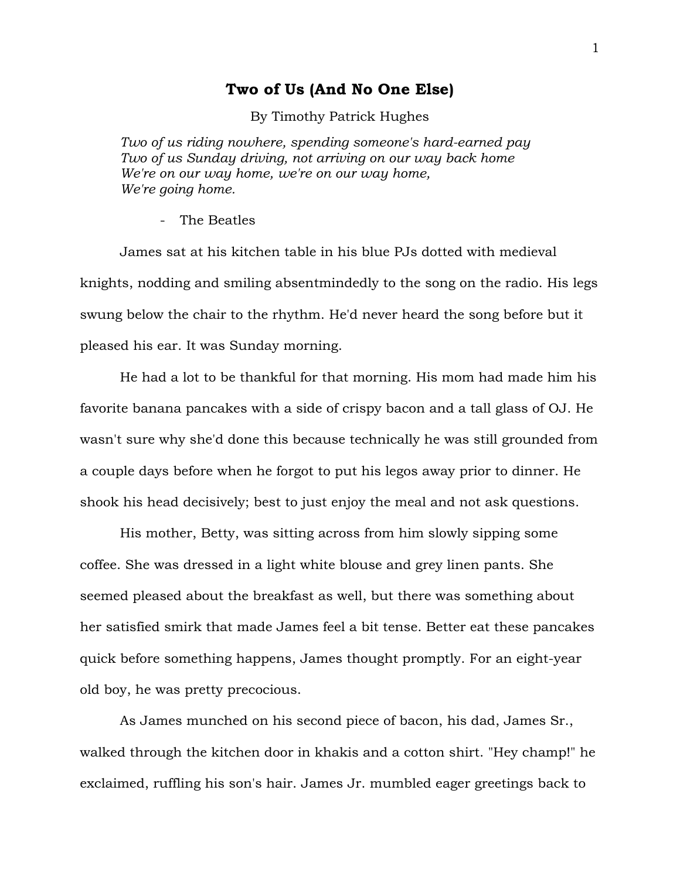# Two of Us (And No One Else)

By Timothy Patrick Hughes

> *Two of us riding nowhere, spending someone's hard-earned pay*
> *Two of us Sunday driving, not arriving on our way back home*
> *We're on our way home, we're on our way home,*
> *We're going home.*
>
> - The Beatles

James sat at his kitchen table in his blue PJs dotted with medieval knights, nodding and smiling absentmindedly to the song on the radio. His legs swung below the chair to the rhythm. He'd never heard the song before but it pleased his ear. It was Sunday morning.

He had a lot to be thankful for that morning. His mom had made him his favorite banana pancakes with a side of crispy bacon and a tall glass of OJ. He wasn't sure why she'd done this because technically he was still grounded from a couple days before when he forgot to put his legos away prior to dinner. He shook his head decisively; best to just enjoy the meal and not ask questions.

His mother, Betty, was sitting across from him slowly sipping some coffee. She was dressed in a light white blouse and grey linen pants. She seemed pleased about the breakfast as well, but there was something about her satisfied smirk that made James feel a bit tense. Better eat these pancakes quick before something happens, James thought promptly. For an eight-year old boy, he was pretty precocious.

As James munched on his second piece of bacon, his dad, James Sr., walked through the kitchen door in khakis and a cotton shirt. "Hey champ!" he exclaimed, ruffling his son's hair. James Jr. mumbled eager greetings back to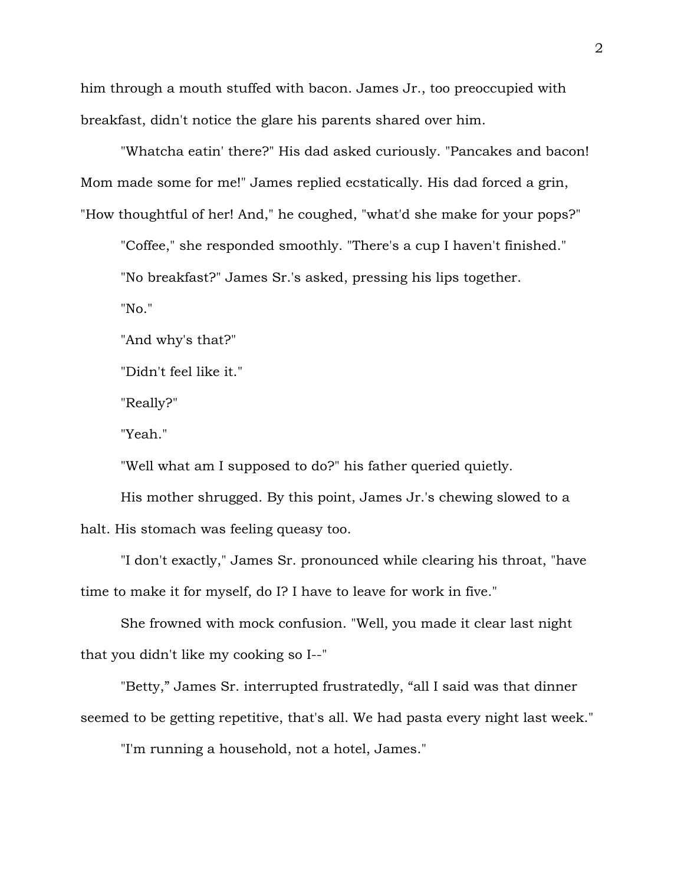him through a mouth stuffed with bacon. James Jr., too preoccupied with breakfast, didn't notice the glare his parents shared over him.

"Whatcha eatin' there?" His dad asked curiously. "Pancakes and bacon! Mom made some for me!" James replied ecstatically. His dad forced a grin, "How thoughtful of her! And," he coughed, "what'd she make for your pops?"

"Coffee," she responded smoothly. "There's a cup I haven't finished."

"No breakfast?" James Sr.'s asked, pressing his lips together.

"No."

"And why's that?"

"Didn't feel like it."

"Really?"

"Yeah."

"Well what am I supposed to do?" his father queried quietly.

His mother shrugged. By this point, James Jr.'s chewing slowed to a halt. His stomach was feeling queasy too.

"I don't exactly," James Sr. pronounced while clearing his throat, "have time to make it for myself, do I? I have to leave for work in five."

She frowned with mock confusion. "Well, you made it clear last night that you didn't like my cooking so I--"

"Betty," James Sr. interrupted frustratedly, "all I said was that dinner seemed to be getting repetitive, that's all. We had pasta every night last week."

"I'm running a household, not a hotel, James."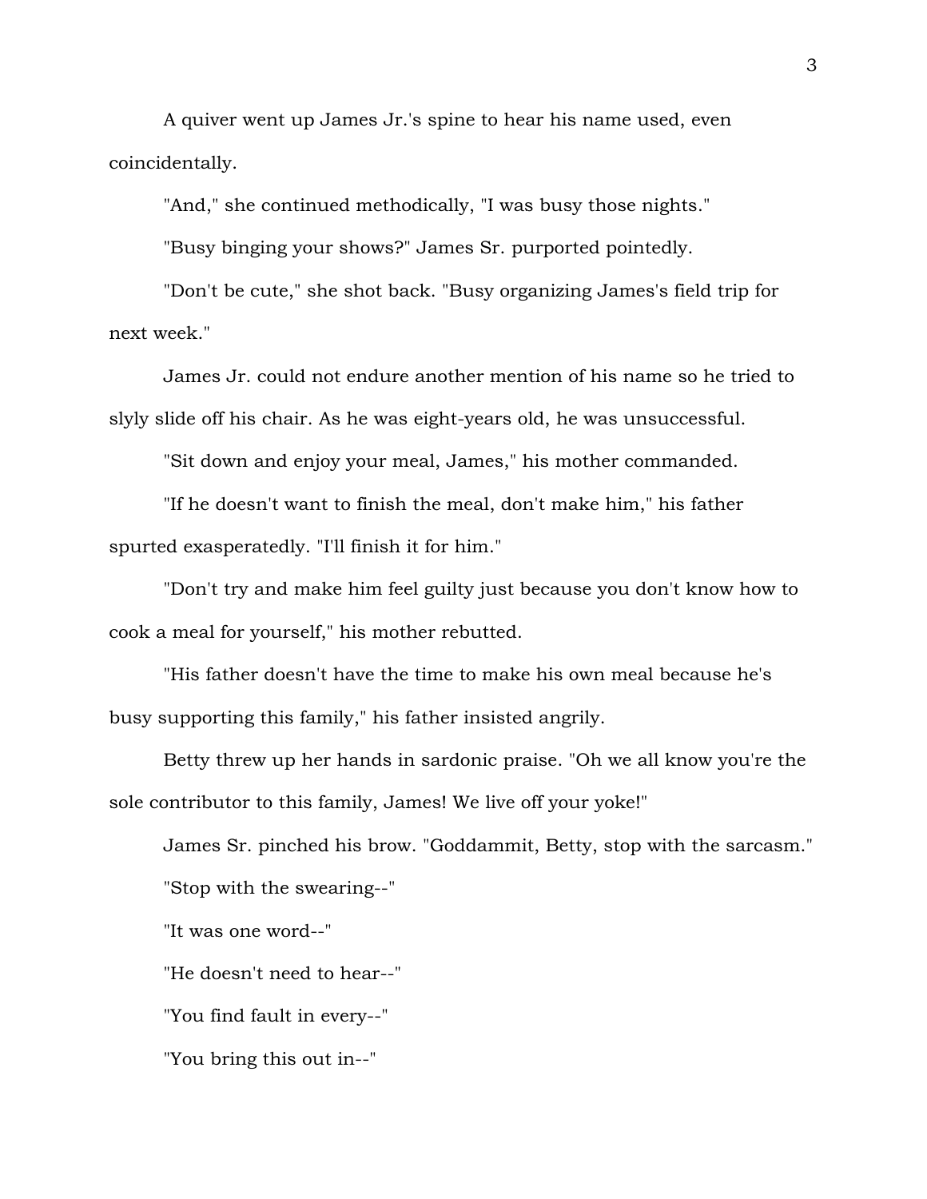A quiver went up James Jr.'s spine to hear his name used, even coincidentally.

"And," she continued methodically, "I was busy those nights."

"Busy binging your shows?" James Sr. purported pointedly.

"Don't be cute," she shot back. "Busy organizing James's field trip for next week."

James Jr. could not endure another mention of his name so he tried to slyly slide off his chair. As he was eight-years old, he was unsuccessful.

"Sit down and enjoy your meal, James," his mother commanded.

"If he doesn't want to finish the meal, don't make him," his father spurted exasperatedly. "I'll finish it for him."

"Don't try and make him feel guilty just because you don't know how to cook a meal for yourself," his mother rebutted.

"His father doesn't have the time to make his own meal because he's busy supporting this family," his father insisted angrily.

Betty threw up her hands in sardonic praise. "Oh we all know you're the sole contributor to this family, James! We live off your yoke!"

James Sr. pinched his brow. "Goddammit, Betty, stop with the sarcasm."

"Stop with the swearing--"

"It was one word--"

"He doesn't need to hear--"

"You find fault in every--"

"You bring this out in--"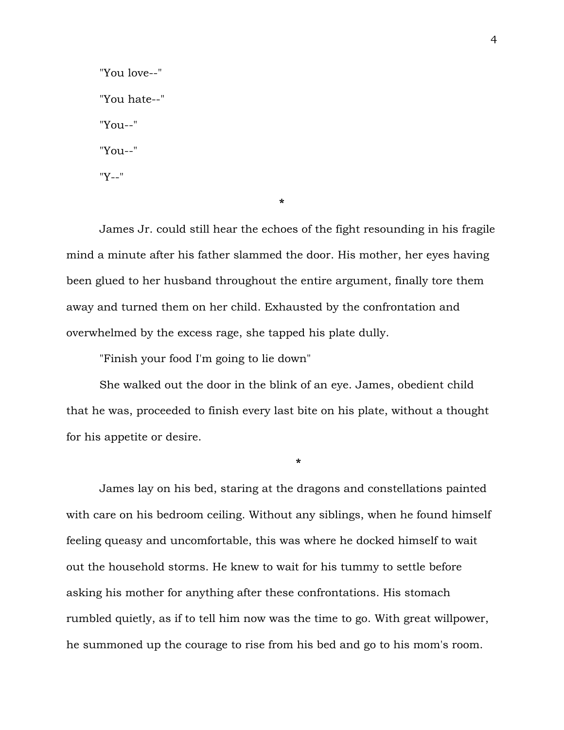"You love--"

"You hate--"

"You--"

"You--"

"Y--"

*

James Jr. could still hear the echoes of the fight resounding in his fragile mind a minute after his father slammed the door. His mother, her eyes having been glued to her husband throughout the entire argument, finally tore them away and turned them on her child. Exhausted by the confrontation and overwhelmed by the excess rage, she tapped his plate dully.

"Finish your food I'm going to lie down"

She walked out the door in the blink of an eye. James, obedient child that he was, proceeded to finish every last bite on his plate, without a thought for his appetite or desire.

*

James lay on his bed, staring at the dragons and constellations painted with care on his bedroom ceiling. Without any siblings, when he found himself feeling queasy and uncomfortable, this was where he docked himself to wait out the household storms. He knew to wait for his tummy to settle before asking his mother for anything after these confrontations. His stomach rumbled quietly, as if to tell him now was the time to go. With great willpower, he summoned up the courage to rise from his bed and go to his mom's room.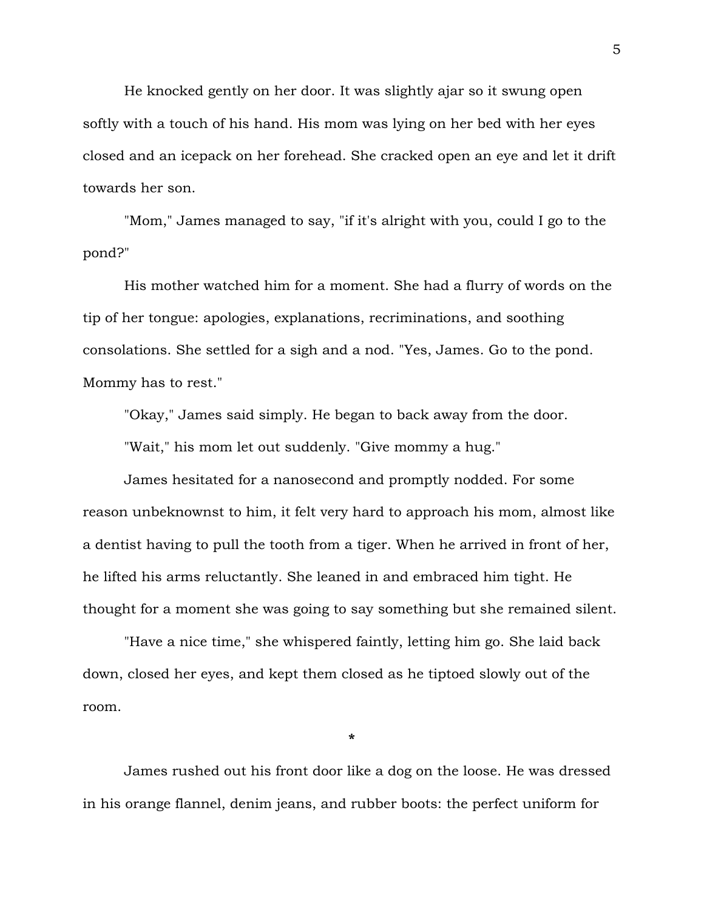He knocked gently on her door. It was slightly ajar so it swung open softly with a touch of his hand. His mom was lying on her bed with her eyes closed and an icepack on her forehead. She cracked open an eye and let it drift towards her son.

"Mom," James managed to say, "if it's alright with you, could I go to the pond?"

His mother watched him for a moment. She had a flurry of words on the tip of her tongue: apologies, explanations, recriminations, and soothing consolations. She settled for a sigh and a nod. "Yes, James. Go to the pond. Mommy has to rest."

"Okay," James said simply. He began to back away from the door.

"Wait," his mom let out suddenly. "Give mommy a hug."

James hesitated for a nanosecond and promptly nodded. For some reason unbeknownst to him, it felt very hard to approach his mom, almost like a dentist having to pull the tooth from a tiger. When he arrived in front of her, he lifted his arms reluctantly. She leaned in and embraced him tight. He thought for a moment she was going to say something but she remained silent.

"Have a nice time," she whispered faintly, letting him go. She laid back down, closed her eyes, and kept them closed as he tiptoed slowly out of the room.

*

James rushed out his front door like a dog on the loose. He was dressed in his orange flannel, denim jeans, and rubber boots: the perfect uniform for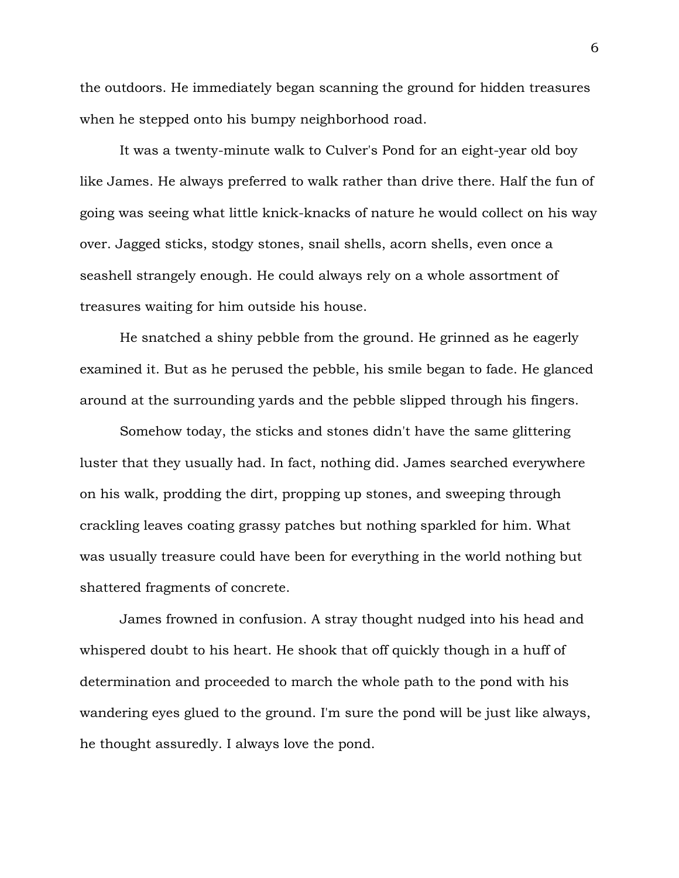the outdoors. He immediately began scanning the ground for hidden treasures when he stepped onto his bumpy neighborhood road.

It was a twenty-minute walk to Culver's Pond for an eight-year old boy like James. He always preferred to walk rather than drive there. Half the fun of going was seeing what little knick-knacks of nature he would collect on his way over. Jagged sticks, stodgy stones, snail shells, acorn shells, even once a seashell strangely enough. He could always rely on a whole assortment of treasures waiting for him outside his house.

He snatched a shiny pebble from the ground. He grinned as he eagerly examined it. But as he perused the pebble, his smile began to fade. He glanced around at the surrounding yards and the pebble slipped through his fingers.

Somehow today, the sticks and stones didn't have the same glittering luster that they usually had. In fact, nothing did. James searched everywhere on his walk, prodding the dirt, propping up stones, and sweeping through crackling leaves coating grassy patches but nothing sparkled for him. What was usually treasure could have been for everything in the world nothing but shattered fragments of concrete.

James frowned in confusion. A stray thought nudged into his head and whispered doubt to his heart. He shook that off quickly though in a huff of determination and proceeded to march the whole path to the pond with his wandering eyes glued to the ground. I'm sure the pond will be just like always, he thought assuredly. I always love the pond.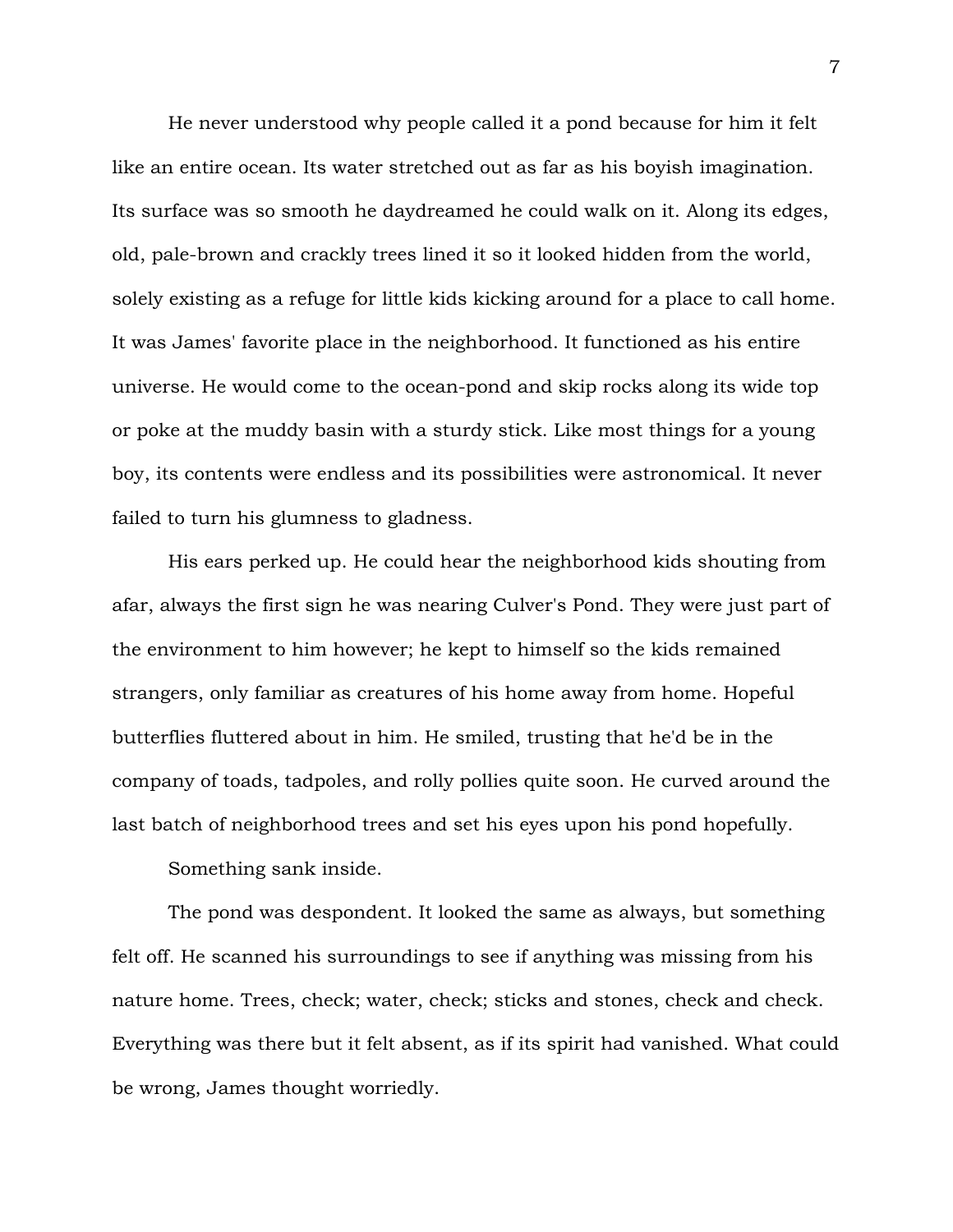He never understood why people called it a pond because for him it felt like an entire ocean. Its water stretched out as far as his boyish imagination. Its surface was so smooth he daydreamed he could walk on it. Along its edges, old, pale-brown and crackly trees lined it so it looked hidden from the world, solely existing as a refuge for little kids kicking around for a place to call home. It was James' favorite place in the neighborhood. It functioned as his entire universe. He would come to the ocean-pond and skip rocks along its wide top or poke at the muddy basin with a sturdy stick. Like most things for a young boy, its contents were endless and its possibilities were astronomical. It never failed to turn his glumness to gladness.

His ears perked up. He could hear the neighborhood kids shouting from afar, always the first sign he was nearing Culver's Pond. They were just part of the environment to him however; he kept to himself so the kids remained strangers, only familiar as creatures of his home away from home. Hopeful butterflies fluttered about in him. He smiled, trusting that he'd be in the company of toads, tadpoles, and rolly pollies quite soon. He curved around the last batch of neighborhood trees and set his eyes upon his pond hopefully.

Something sank inside.

The pond was despondent. It looked the same as always, but something felt off. He scanned his surroundings to see if anything was missing from his nature home. Trees, check; water, check; sticks and stones, check and check. Everything was there but it felt absent, as if its spirit had vanished. What could be wrong, James thought worriedly.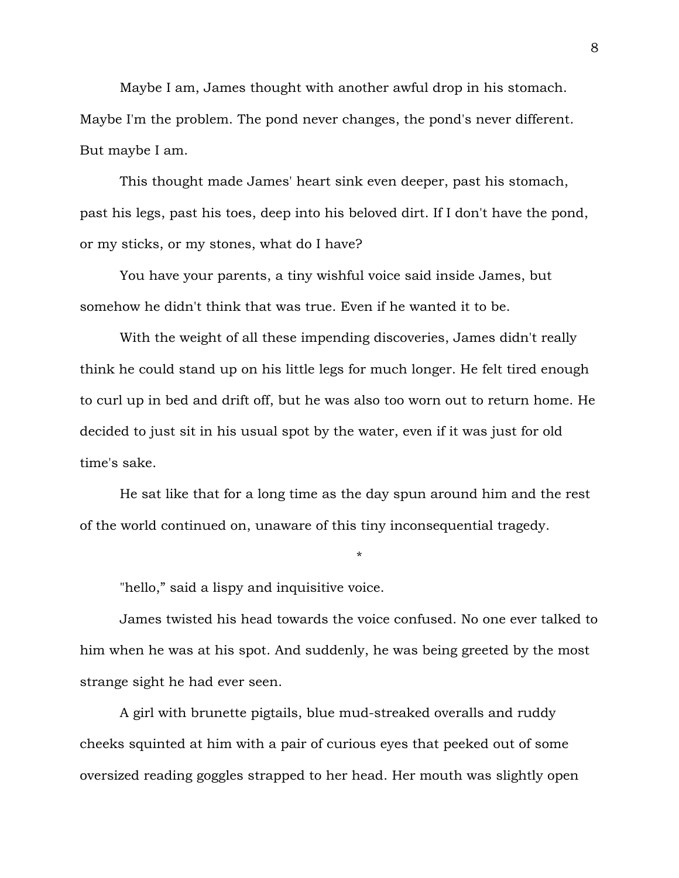Maybe I am, James thought with another awful drop in his stomach. Maybe I'm the problem. The pond never changes, the pond's never different. But maybe I am.

This thought made James' heart sink even deeper, past his stomach, past his legs, past his toes, deep into his beloved dirt. If I don't have the pond, or my sticks, or my stones, what do I have?

You have your parents, a tiny wishful voice said inside James, but somehow he didn't think that was true. Even if he wanted it to be.

With the weight of all these impending discoveries, James didn't really think he could stand up on his little legs for much longer. He felt tired enough to curl up in bed and drift off, but he was also too worn out to return home. He decided to just sit in his usual spot by the water, even if it was just for old time's sake.

He sat like that for a long time as the day spun around him and the rest of the world continued on, unaware of this tiny inconsequential tragedy.

*

"hello," said a lispy and inquisitive voice.

James twisted his head towards the voice confused. No one ever talked to him when he was at his spot. And suddenly, he was being greeted by the most strange sight he had ever seen.

A girl with brunette pigtails, blue mud-streaked overalls and ruddy cheeks squinted at him with a pair of curious eyes that peeked out of some oversized reading goggles strapped to her head. Her mouth was slightly open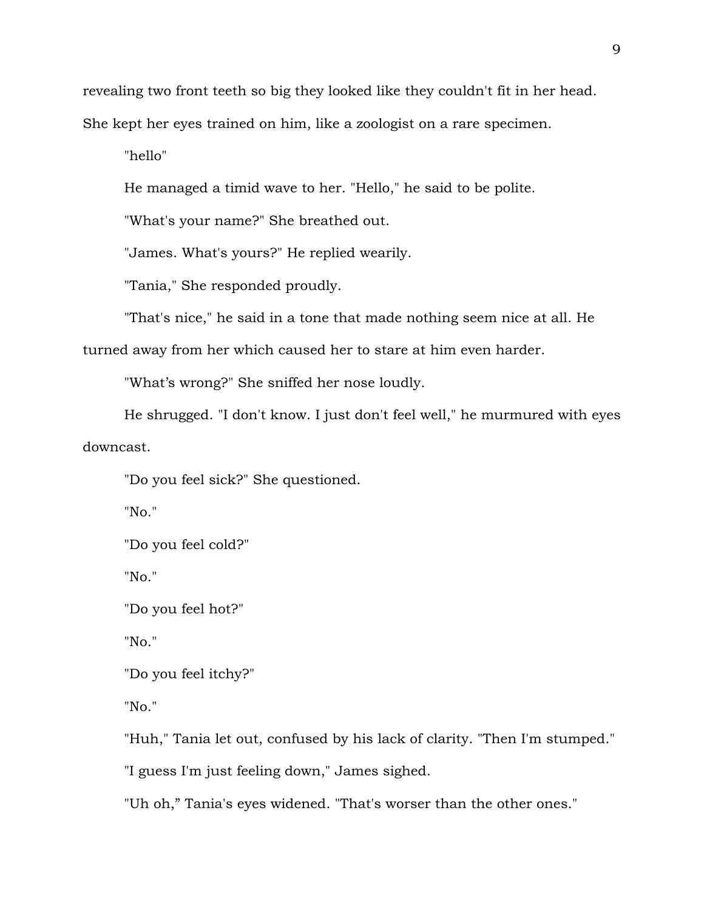revealing two front teeth so big they looked like they couldn't fit in her head. She kept her eyes trained on him, like a zoologist on a rare specimen.

"hello"

He managed a timid wave to her. "Hello," he said to be polite.

"What's your name?" She breathed out.

"James. What's yours?" He replied wearily.

"Tania," She responded proudly.

"That's nice," he said in a tone that made nothing seem nice at all. He turned away from her which caused her to stare at him even harder.

"What's wrong?" She sniffed her nose loudly.

He shrugged. "I don't know. I just don't feel well," he murmured with eyes downcast.

"Do you feel sick?" She questioned.

"No."

"Do you feel cold?"

"No."

"Do you feel hot?"

"No."

"Do you feel itchy?"

"No."

"Huh," Tania let out, confused by his lack of clarity. "Then I'm stumped."

"I guess I'm just feeling down," James sighed.

"Uh oh," Tania's eyes widened. "That's worser than the other ones."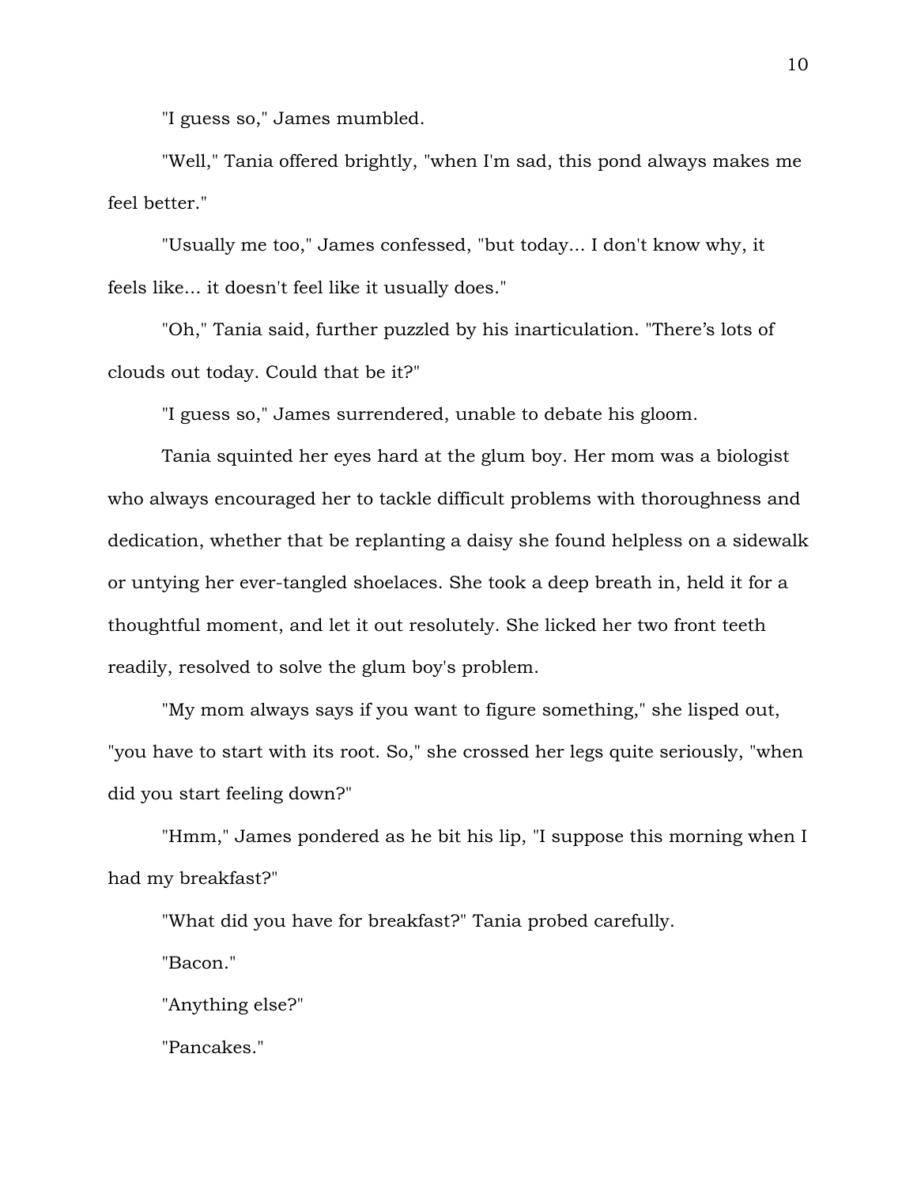"I guess so," James mumbled.

"Well," Tania offered brightly, "when I'm sad, this pond always makes me feel better."

"Usually me too," James confessed, "but today... I don't know why, it feels like... it doesn't feel like it usually does."

"Oh," Tania said, further puzzled by his inarticulation. "There's lots of clouds out today. Could that be it?"

"I guess so," James surrendered, unable to debate his gloom.

Tania squinted her eyes hard at the glum boy. Her mom was a biologist who always encouraged her to tackle difficult problems with thoroughness and dedication, whether that be replanting a daisy she found helpless on a sidewalk or untying her ever-tangled shoelaces. She took a deep breath in, held it for a thoughtful moment, and let it out resolutely. She licked her two front teeth readily, resolved to solve the glum boy's problem.

"My mom always says if you want to figure something," she lisped out, "you have to start with its root. So," she crossed her legs quite seriously, "when did you start feeling down?"

"Hmm," James pondered as he bit his lip, "I suppose this morning when I had my breakfast?"

"What did you have for breakfast?" Tania probed carefully.

"Bacon."

"Anything else?"

"Pancakes."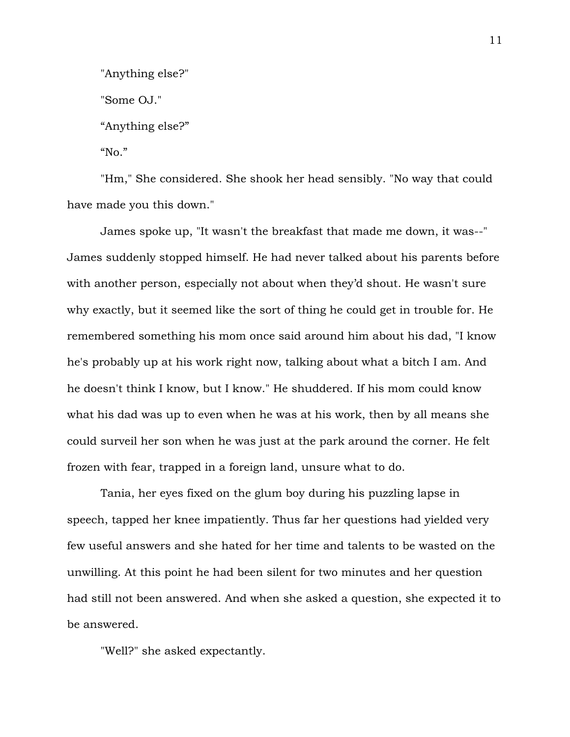"Anything else?"

"Some OJ."

“Anything else?”

“No.”

"Hm," She considered. She shook her head sensibly. "No way that could have made you this down."

James spoke up, "It wasn't the breakfast that made me down, it was--" James suddenly stopped himself. He had never talked about his parents before with another person, especially not about when they’d shout. He wasn't sure why exactly, but it seemed like the sort of thing he could get in trouble for. He remembered something his mom once said around him about his dad, "I know he's probably up at his work right now, talking about what a bitch I am. And he doesn't think I know, but I know." He shuddered. If his mom could know what his dad was up to even when he was at his work, then by all means she could surveil her son when he was just at the park around the corner. He felt frozen with fear, trapped in a foreign land, unsure what to do.

Tania, her eyes fixed on the glum boy during his puzzling lapse in speech, tapped her knee impatiently. Thus far her questions had yielded very few useful answers and she hated for her time and talents to be wasted on the unwilling. At this point he had been silent for two minutes and her question had still not been answered. And when she asked a question, she expected it to be answered.

"Well?" she asked expectantly.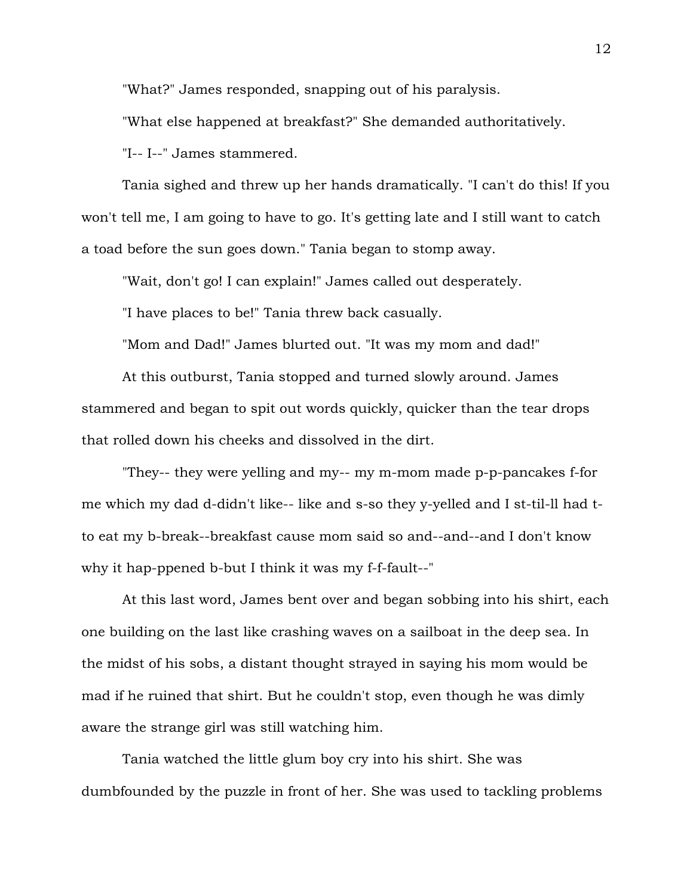"What?" James responded, snapping out of his paralysis.

"What else happened at breakfast?" She demanded authoritatively.

"I-- I--" James stammered.

Tania sighed and threw up her hands dramatically. "I can't do this! If you won't tell me, I am going to have to go. It's getting late and I still want to catch a toad before the sun goes down." Tania began to stomp away.

"Wait, don't go! I can explain!" James called out desperately.

"I have places to be!" Tania threw back casually.

"Mom and Dad!" James blurted out. "It was my mom and dad!"

At this outburst, Tania stopped and turned slowly around. James stammered and began to spit out words quickly, quicker than the tear drops that rolled down his cheeks and dissolved in the dirt.

"They-- they were yelling and my-- my m-mom made p-p-pancakes f-for me which my dad d-didn't like-- like and s-so they y-yelled and I st-til-ll had t-to eat my b-break--breakfast cause mom said so and--and--and I don't know why it hap-ppened b-but I think it was my f-f-fault--"

At this last word, James bent over and began sobbing into his shirt, each one building on the last like crashing waves on a sailboat in the deep sea. In the midst of his sobs, a distant thought strayed in saying his mom would be mad if he ruined that shirt. But he couldn't stop, even though he was dimly aware the strange girl was still watching him.

Tania watched the little glum boy cry into his shirt. She was dumbfounded by the puzzle in front of her. She was used to tackling problems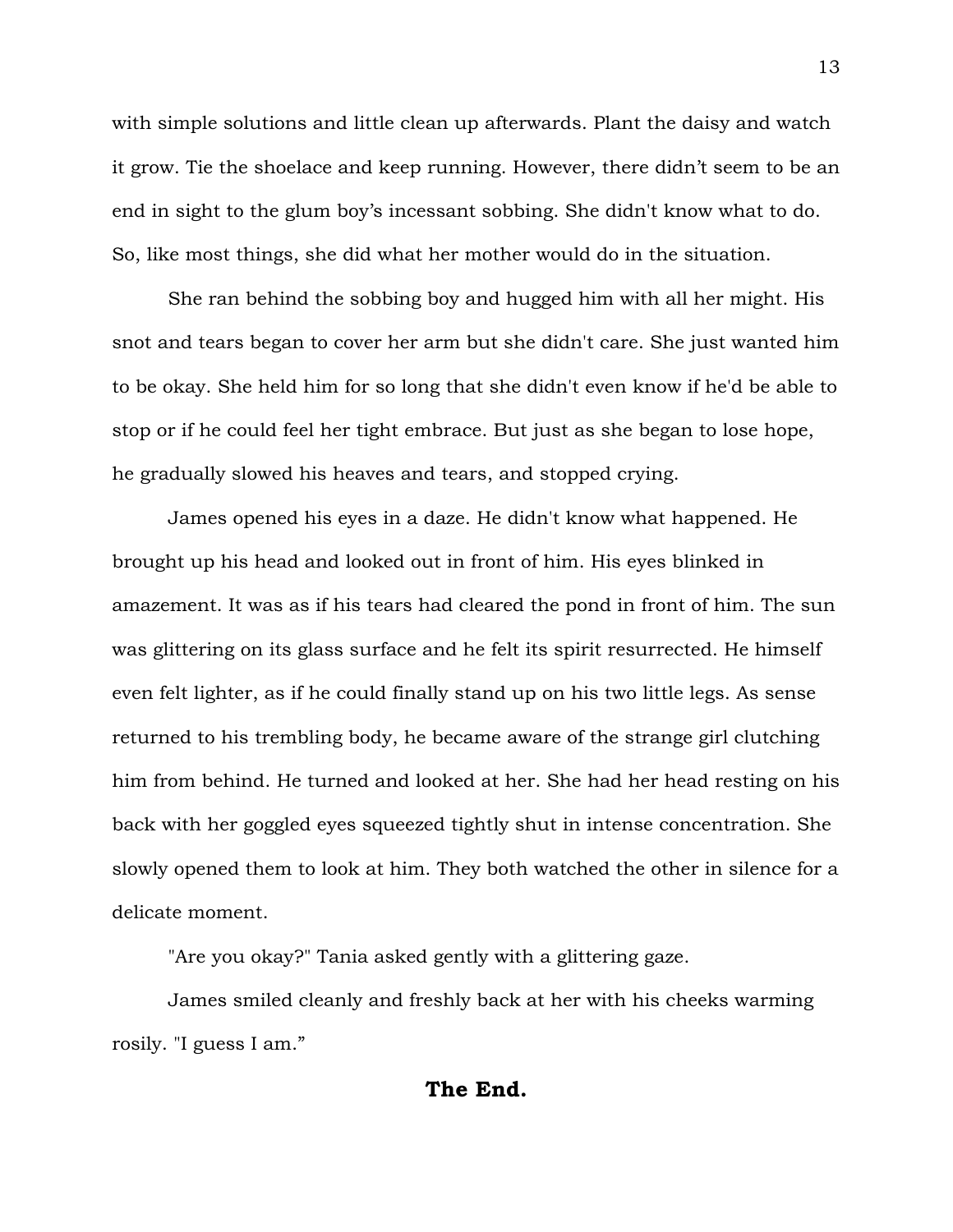with simple solutions and little clean up afterwards. Plant the daisy and watch it grow. Tie the shoelace and keep running. However, there didn't seem to be an end in sight to the glum boy's incessant sobbing. She didn't know what to do. So, like most things, she did what her mother would do in the situation.

She ran behind the sobbing boy and hugged him with all her might. His snot and tears began to cover her arm but she didn't care. She just wanted him to be okay. She held him for so long that she didn't even know if he'd be able to stop or if he could feel her tight embrace. But just as she began to lose hope, he gradually slowed his heaves and tears, and stopped crying.

James opened his eyes in a daze. He didn't know what happened. He brought up his head and looked out in front of him. His eyes blinked in amazement. It was as if his tears had cleared the pond in front of him. The sun was glittering on its glass surface and he felt its spirit resurrected. He himself even felt lighter, as if he could finally stand up on his two little legs. As sense returned to his trembling body, he became aware of the strange girl clutching him from behind. He turned and looked at her. She had her head resting on his back with her goggled eyes squeezed tightly shut in intense concentration. She slowly opened them to look at him. They both watched the other in silence for a delicate moment.

"Are you okay?" Tania asked gently with a glittering gaze.

James smiled cleanly and freshly back at her with his cheeks warming rosily. "I guess I am."

**The End.**